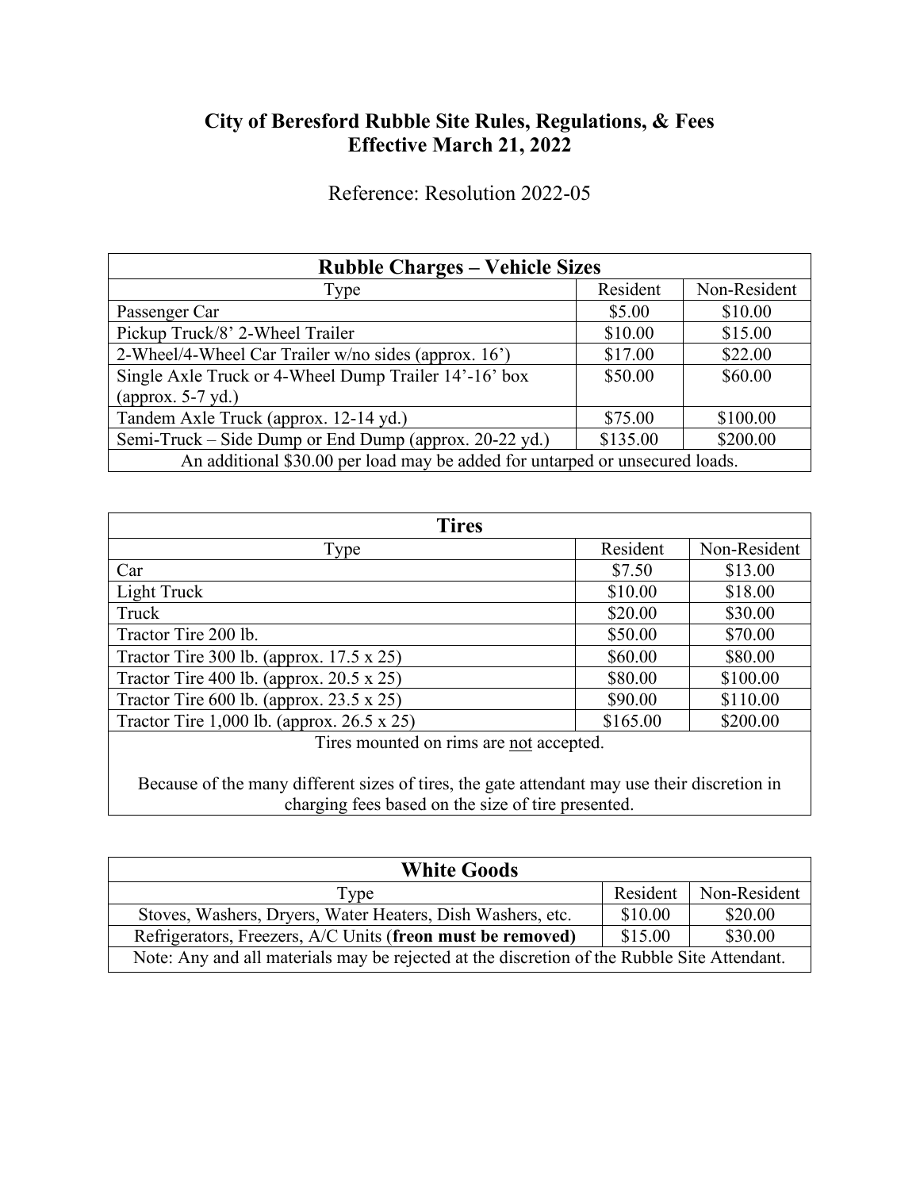# City of Beresford Rubble Site Rules, Regulations, & Fees
# Effective March 21, 2022

Reference: Resolution 2022-05

| Rubble Charges – Vehicle Sizes | | |
|---|---|---|
| Type | Resident | Non-Resident |
| Passenger Car | $5.00 | $10.00 |
| Pickup Truck/8' 2-Wheel Trailer | $10.00 | $15.00 |
| 2-Wheel/4-Wheel Car Trailer w/no sides (approx. 16') | $17.00 | $22.00 |
| Single Axle Truck or 4-Wheel Dump Trailer 14'-16' box (approx. 5-7 yd.) | $50.00 | $60.00 |
| Tandem Axle Truck (approx. 12-14 yd.) | $75.00 | $100.00 |
| Semi-Truck – Side Dump or End Dump (approx. 20-22 yd.) | $135.00 | $200.00 |
| An additional $30.00 per load may be added for untarped or unsecured loads. | | |

| Tires | | |
|---|---|---|
| Type | Resident | Non-Resident |
| Car | $7.50 | $13.00 |
| Light Truck | $10.00 | $18.00 |
| Truck | $20.00 | $30.00 |
| Tractor Tire 200 lb. | $50.00 | $70.00 |
| Tractor Tire 300 lb. (approx. 17.5 x 25) | $60.00 | $80.00 |
| Tractor Tire 400 lb. (approx. 20.5 x 25) | $80.00 | $100.00 |
| Tractor Tire 600 lb. (approx. 23.5 x 25) | $90.00 | $110.00 |
| Tractor Tire 1,000 lb. (approx. 26.5 x 25) | $165.00 | $200.00 |
| Tires mounted on rims are not accepted. Because of the many different sizes of tires, the gate attendant may use their discretion in charging fees based on the size of tire presented. | | |

| White Goods | | |
|---|---|---|
| Type | Resident | Non-Resident |
| Stoves, Washers, Dryers, Water Heaters, Dish Washers, etc. | $10.00 | $20.00 |
| Refrigerators, Freezers, A/C Units (**freon must be removed**) | $15.00 | $30.00 |
| Note: Any and all materials may be rejected at the discretion of the Rubble Site Attendant. | | |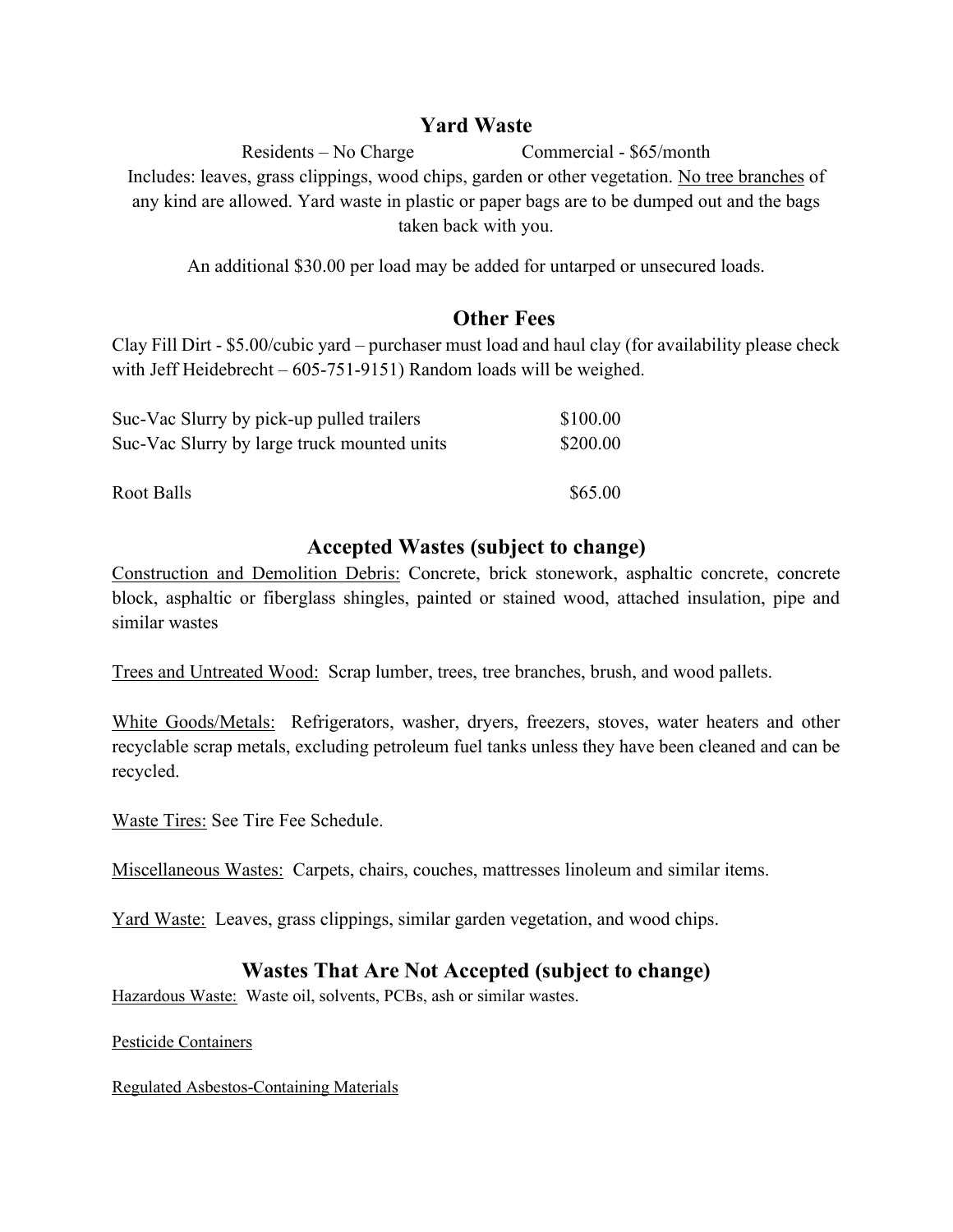## Yard Waste

Residents – No Charge          Commercial - $65/month

Includes: leaves, grass clippings, wood chips, garden or other vegetation. No tree branches of any kind are allowed. Yard waste in plastic or paper bags are to be dumped out and the bags taken back with you.

An additional $30.00 per load may be added for untarped or unsecured loads.

## Other Fees

Clay Fill Dirt - $5.00/cubic yard – purchaser must load and haul clay (for availability please check with Jeff Heidebrecht – 605-751-9151) Random loads will be weighed.

| | |
|---|---|
| Suc-Vac Slurry by pick-up pulled trailers | $100.00 |
| Suc-Vac Slurry by large truck mounted units | $200.00 |
| Root Balls | $65.00 |

## Accepted Wastes (subject to change)

Construction and Demolition Debris: Concrete, brick stonework, asphaltic concrete, concrete block, asphaltic or fiberglass shingles, painted or stained wood, attached insulation, pipe and similar wastes

Trees and Untreated Wood: Scrap lumber, trees, tree branches, brush, and wood pallets.

White Goods/Metals: Refrigerators, washer, dryers, freezers, stoves, water heaters and other recyclable scrap metals, excluding petroleum fuel tanks unless they have been cleaned and can be recycled.

Waste Tires: See Tire Fee Schedule.

Miscellaneous Wastes: Carpets, chairs, couches, mattresses linoleum and similar items.

Yard Waste: Leaves, grass clippings, similar garden vegetation, and wood chips.

## Wastes That Are Not Accepted (subject to change)

Hazardous Waste: Waste oil, solvents, PCBs, ash or similar wastes.

Pesticide Containers

Regulated Asbestos-Containing Materials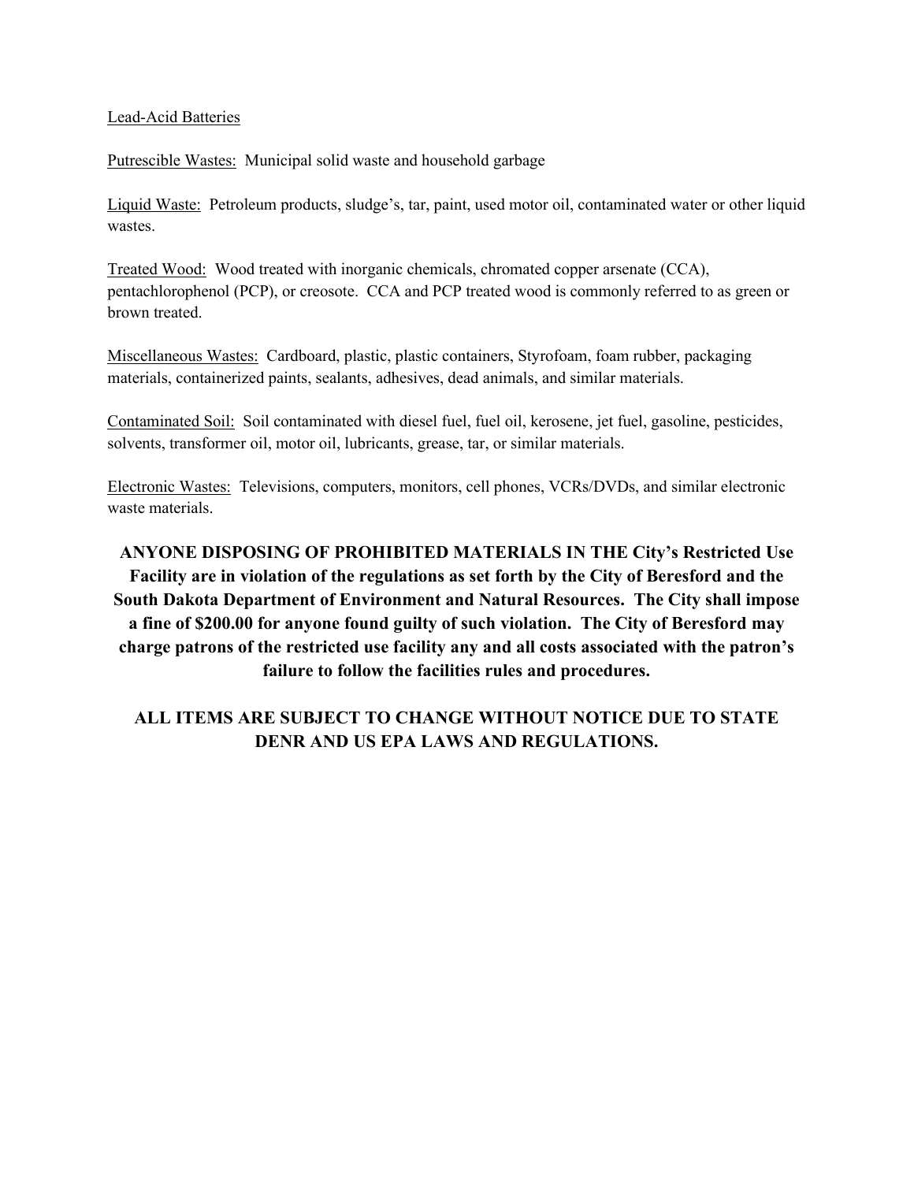Lead-Acid Batteries

Putrescible Wastes: Municipal solid waste and household garbage

Liquid Waste: Petroleum products, sludge's, tar, paint, used motor oil, contaminated water or other liquid wastes.

Treated Wood: Wood treated with inorganic chemicals, chromated copper arsenate (CCA), pentachlorophenol (PCP), or creosote. CCA and PCP treated wood is commonly referred to as green or brown treated.

Miscellaneous Wastes: Cardboard, plastic, plastic containers, Styrofoam, foam rubber, packaging materials, containerized paints, sealants, adhesives, dead animals, and similar materials.

Contaminated Soil: Soil contaminated with diesel fuel, fuel oil, kerosene, jet fuel, gasoline, pesticides, solvents, transformer oil, motor oil, lubricants, grease, tar, or similar materials.

Electronic Wastes: Televisions, computers, monitors, cell phones, VCRs/DVDs, and similar electronic waste materials.

**ANYONE DISPOSING OF PROHIBITED MATERIALS IN THE City's Restricted Use Facility are in violation of the regulations as set forth by the City of Beresford and the South Dakota Department of Environment and Natural Resources. The City shall impose a fine of $200.00 for anyone found guilty of such violation. The City of Beresford may charge patrons of the restricted use facility any and all costs associated with the patron's failure to follow the facilities rules and procedures.**

**ALL ITEMS ARE SUBJECT TO CHANGE WITHOUT NOTICE DUE TO STATE DENR AND US EPA LAWS AND REGULATIONS.**